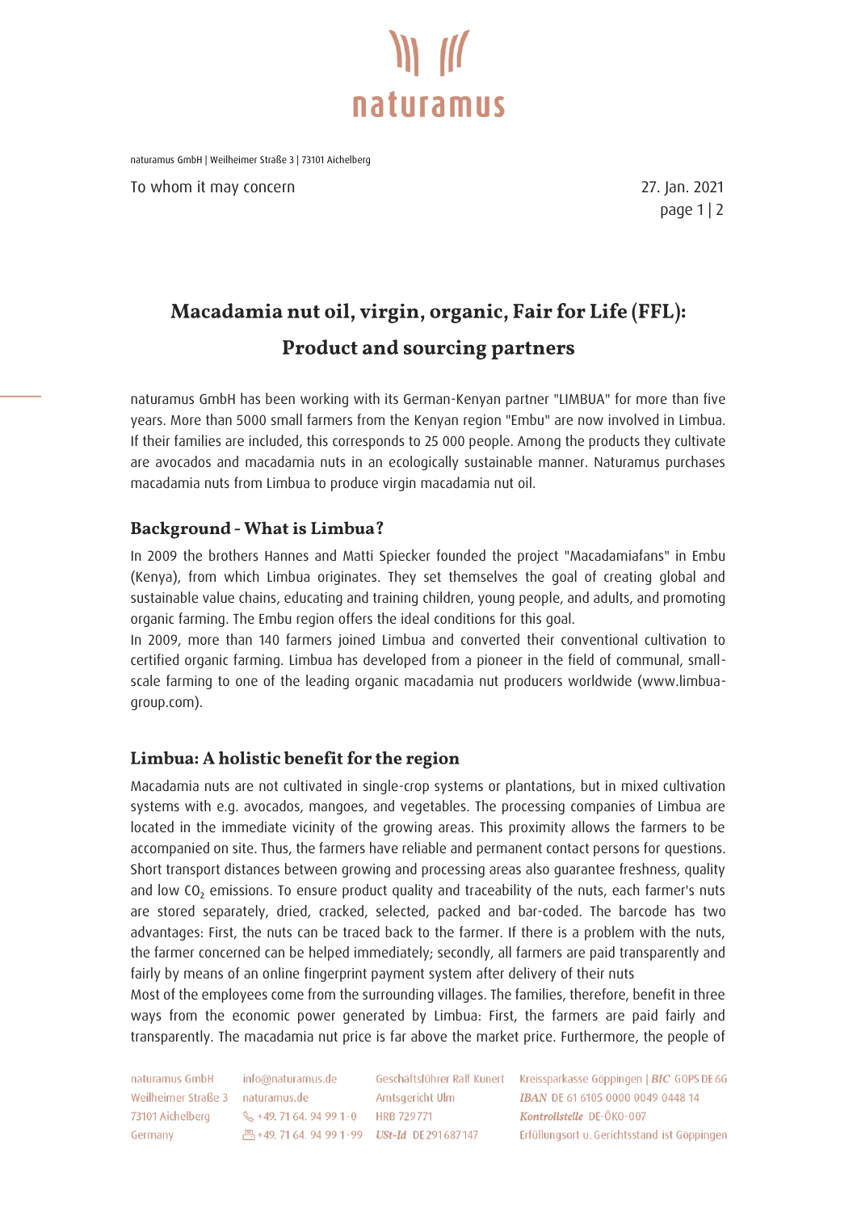naturamus GmbH | Weilheimer Straße 3 | 73101 Aichelberg

To whom it may concern

27. Jan. 2021

# Macadamia nut oil, virgin, organic, Fair for Life (FFL): Product and sourcing partners

naturamus GmbH has been working with its German-Kenyan partner "LIMBUA" for more than five years. More than 5000 small farmers from the Kenyan region "Embu" are now involved in Limbua. If their families are included, this corresponds to 25 000 people. Among the products they cultivate are avocados and macadamia nuts in an ecologically sustainable manner. Naturamus purchases macadamia nuts from Limbua to produce virgin macadamia nut oil.

## Background - What is Limbua?

In 2009 the brothers Hannes and Matti Spiecker founded the project "Macadamiafans" in Embu (Kenya), from which Limbua originates. They set themselves the goal of creating global and sustainable value chains, educating and training children, young people, and adults, and promoting organic farming. The Embu region offers the ideal conditions for this goal.
In 2009, more than 140 farmers joined Limbua and converted their conventional cultivation to certified organic farming. Limbua has developed from a pioneer in the field of communal, small-scale farming to one of the leading organic macadamia nut producers worldwide (www.limbua-group.com).

## Limbua: A holistic benefit for the region

Macadamia nuts are not cultivated in single-crop systems or plantations, but in mixed cultivation systems with e.g. avocados, mangoes, and vegetables. The processing companies of Limbua are located in the immediate vicinity of the growing areas. This proximity allows the farmers to be accompanied on site. Thus, the farmers have reliable and permanent contact persons for questions. Short transport distances between growing and processing areas also guarantee freshness, quality and low $CO_2$ emissions. To ensure product quality and traceability of the nuts, each farmer's nuts are stored separately, dried, cracked, selected, packed and bar-coded. The barcode has two advantages: First, the nuts can be traced back to the farmer. If there is a problem with the nuts, the farmer concerned can be helped immediately; secondly, all farmers are paid transparently and fairly by means of an online fingerprint payment system after delivery of their nuts
Most of the employees come from the surrounding villages. The families, therefore, benefit in three ways from the economic power generated by Limbua: First, the farmers are paid fairly and transparently. The macadamia nut price is far above the market price. Furthermore, the people of

naturamus GmbH
Weilheimer Straße 3
73101 Aichelberg
Germany

info@naturamus.de
naturamus.de
+49. 71 64. 94 99 1-0
+49. 71 64. 94 99 1-99

Geschäftsführer Ralf Kunert
Amtsgericht Ulm
HRB 729771
*USt-Id* DE 291 687 147

Kreissparkasse Göppingen | ***BIC*** GOPS DE 6G
***IBAN*** DE 61 6105 0000 0049 0448 14
***Kontrollstelle*** DE-ÖKO-007
Erfüllungsort u. Gerichtsstand ist Göppingen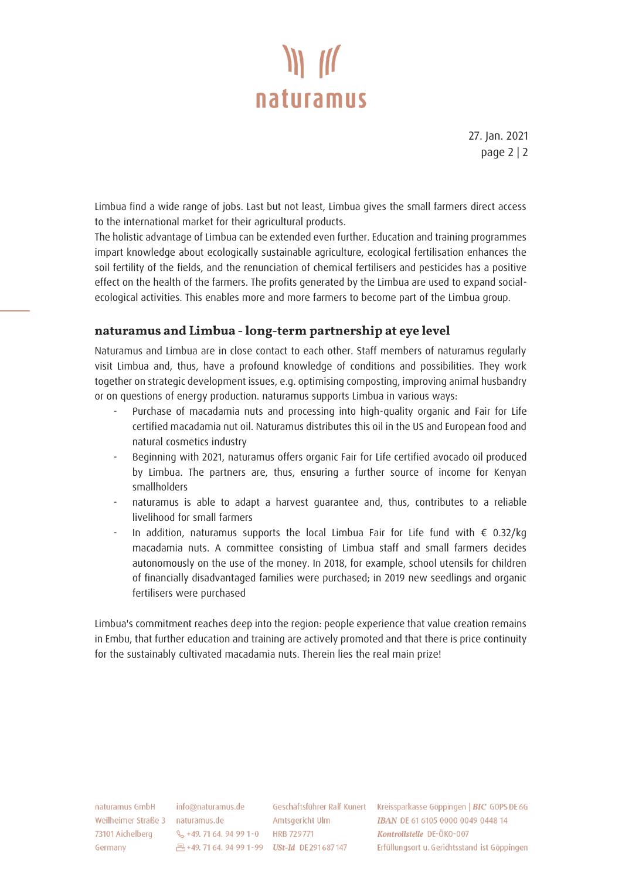Limbua find a wide range of jobs. Last but not least, Limbua gives the small farmers direct access to the international market for their agricultural products.
The holistic advantage of Limbua can be extended even further. Education and training programmes impart knowledge about ecologically sustainable agriculture, ecological fertilisation enhances the soil fertility of the fields, and the renunciation of chemical fertilisers and pesticides has a positive effect on the health of the farmers. The profits generated by the Limbua are used to expand social-ecological activities. This enables more and more farmers to become part of the Limbua group.

## naturamus and Limbua - long-term partnership at eye level

Naturamus and Limbua are in close contact to each other. Staff members of naturamus regularly visit Limbua and, thus, have a profound knowledge of conditions and possibilities. They work together on strategic development issues, e.g. optimising composting, improving animal husbandry or on questions of energy production. naturamus supports Limbua in various ways:

- Purchase of macadamia nuts and processing into high-quality organic and Fair for Life certified macadamia nut oil. Naturamus distributes this oil in the US and European food and natural cosmetics industry
- Beginning with 2021, naturamus offers organic Fair for Life certified avocado oil produced by Limbua. The partners are, thus, ensuring a further source of income for Kenyan smallholders
- naturamus is able to adapt a harvest guarantee and, thus, contributes to a reliable livelihood for small farmers
- In addition, naturamus supports the local Limbua Fair for Life fund with € 0.32/kg macadamia nuts. A committee consisting of Limbua staff and small farmers decides autonomously on the use of the money. In 2018, for example, school utensils for children of financially disadvantaged families were purchased; in 2019 new seedlings and organic fertilisers were purchased

Limbua's commitment reaches deep into the region: people experience that value creation remains in Embu, that further education and training are actively promoted and that there is price continuity for the sustainably cultivated macadamia nuts. Therein lies the real main prize!